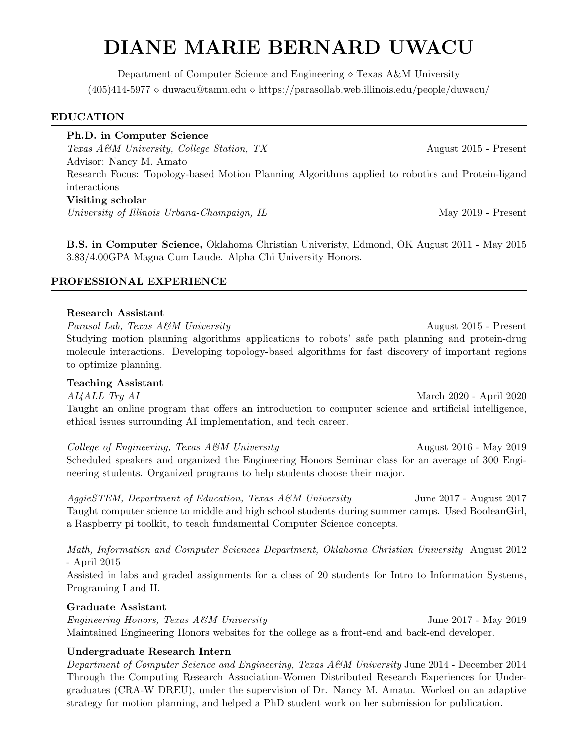# DIANE MARIE BERNARD UWACU

Department of Computer Science and Engineering ⋄ Texas A&M University
(405)414-5977 ⋄ duwacu@tamu.edu ⋄ https://parasollab.web.illinois.edu/people/duwacu/

## EDUCATION

**Ph.D. in Computer Science**
*Texas A&M University, College Station, TX* August 2015 - Present
Advisor: Nancy M. Amato
Research Focus: Topology-based Motion Planning Algorithms applied to robotics and Protein-ligand interactions

**Visiting scholar**
*University of Illinois Urbana-Champaign, IL* May 2019 - Present

**B.S. in Computer Science,** Oklahoma Christian Univeristy, Edmond, OK August 2011 - May 2015
3.83/4.00GPA Magna Cum Laude. Alpha Chi University Honors.

## PROFESSIONAL EXPERIENCE

**Research Assistant**
*Parasol Lab, Texas A&M University* August 2015 - Present
Studying motion planning algorithms applications to robots' safe path planning and protein-drug molecule interactions. Developing topology-based algorithms for fast discovery of important regions to optimize planning.

**Teaching Assistant**
*AI4ALL Try AI* March 2020 - April 2020
Taught an online program that offers an introduction to computer science and artificial intelligence, ethical issues surrounding AI implementation, and tech career.

*College of Engineering, Texas A&M University* August 2016 - May 2019
Scheduled speakers and organized the Engineering Honors Seminar class for an average of 300 Engineering students. Organized programs to help students choose their major.

*AggieSTEM, Department of Education, Texas A&M University* June 2017 - August 2017
Taught computer science to middle and high school students during summer camps. Used BooleanGirl, a Raspberry pi toolkit, to teach fundamental Computer Science concepts.

*Math, Information and Computer Sciences Department, Oklahoma Christian University* August 2012 - April 2015
Assisted in labs and graded assignments for a class of 20 students for Intro to Information Systems, Programing I and II.

**Graduate Assistant**
*Engineering Honors, Texas A&M University* June 2017 - May 2019
Maintained Engineering Honors websites for the college as a front-end and back-end developer.

**Undergraduate Research Intern**
*Department of Computer Science and Engineering, Texas A&M University* June 2014 - December 2014
Through the Computing Research Association-Women Distributed Research Experiences for Undergraduates (CRA-W DREU), under the supervision of Dr. Nancy M. Amato. Worked on an adaptive strategy for motion planning, and helped a PhD student work on her submission for publication.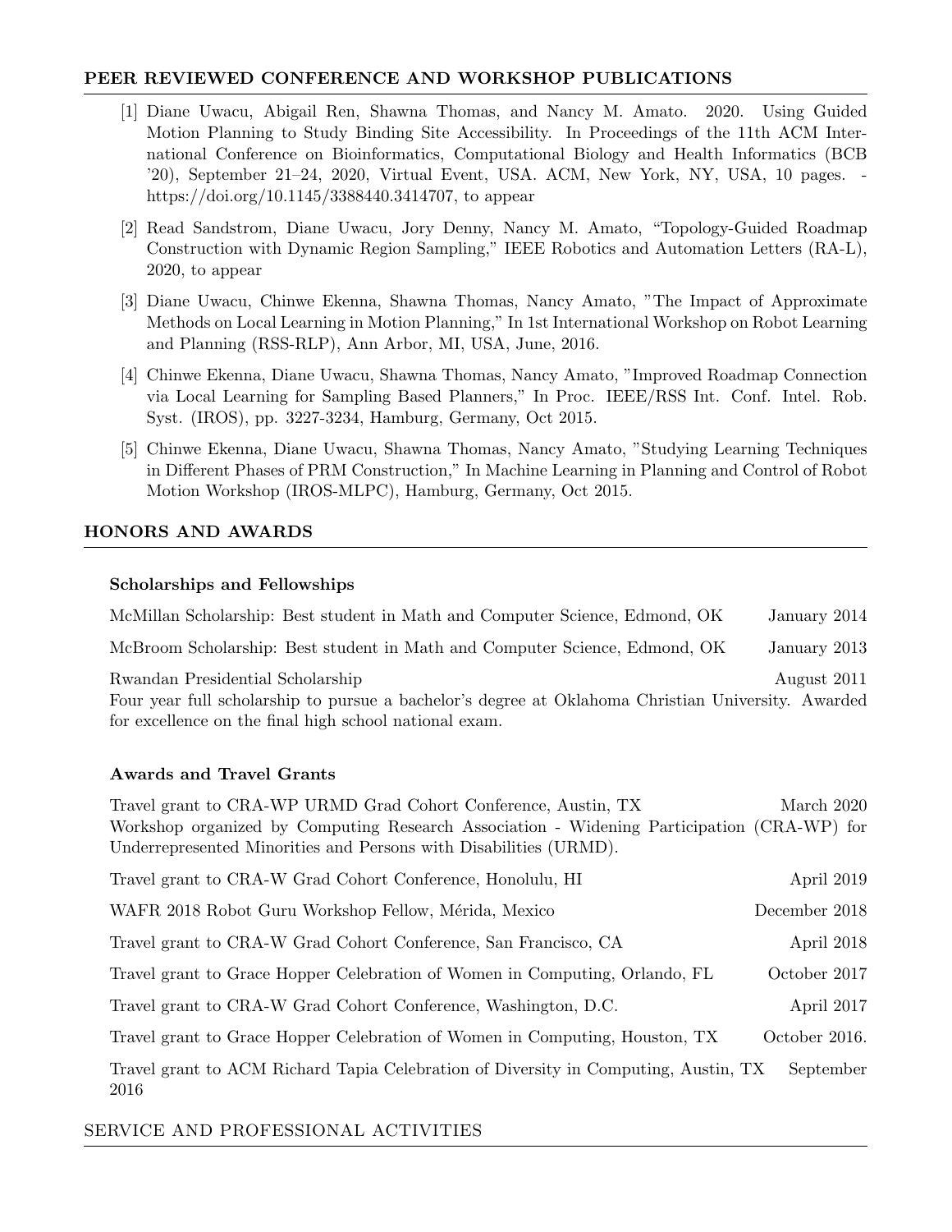## PEER REVIEWED CONFERENCE AND WORKSHOP PUBLICATIONS

[1] Diane Uwacu, Abigail Ren, Shawna Thomas, and Nancy M. Amato. 2020. Using Guided Motion Planning to Study Binding Site Accessibility. In Proceedings of the 11th ACM International Conference on Bioinformatics, Computational Biology and Health Informatics (BCB '20), September 21–24, 2020, Virtual Event, USA. ACM, New York, NY, USA, 10 pages. - https://doi.org/10.1145/3388440.3414707, to appear

[2] Read Sandstrom, Diane Uwacu, Jory Denny, Nancy M. Amato, "Topology-Guided Roadmap Construction with Dynamic Region Sampling," IEEE Robotics and Automation Letters (RA-L), 2020, to appear

[3] Diane Uwacu, Chinwe Ekenna, Shawna Thomas, Nancy Amato, "The Impact of Approximate Methods on Local Learning in Motion Planning," In 1st International Workshop on Robot Learning and Planning (RSS-RLP), Ann Arbor, MI, USA, June, 2016.

[4] Chinwe Ekenna, Diane Uwacu, Shawna Thomas, Nancy Amato, "Improved Roadmap Connection via Local Learning for Sampling Based Planners," In Proc. IEEE/RSS Int. Conf. Intel. Rob. Syst. (IROS), pp. 3227-3234, Hamburg, Germany, Oct 2015.

[5] Chinwe Ekenna, Diane Uwacu, Shawna Thomas, Nancy Amato, "Studying Learning Techniques in Different Phases of PRM Construction," In Machine Learning in Planning and Control of Robot Motion Workshop (IROS-MLPC), Hamburg, Germany, Oct 2015.

## HONORS AND AWARDS

### Scholarships and Fellowships

McMillan Scholarship: Best student in Math and Computer Science, Edmond, OK — January 2014

McBroom Scholarship: Best student in Math and Computer Science, Edmond, OK — January 2013

Rwandan Presidential Scholarship — August 2011
Four year full scholarship to pursue a bachelor's degree at Oklahoma Christian University. Awarded for excellence on the final high school national exam.

### Awards and Travel Grants

Travel grant to CRA-WP URMD Grad Cohort Conference, Austin, TX — March 2020
Workshop organized by Computing Research Association - Widening Participation (CRA-WP) for Underrepresented Minorities and Persons with Disabilities (URMD).

Travel grant to CRA-W Grad Cohort Conference, Honolulu, HI — April 2019

WAFR 2018 Robot Guru Workshop Fellow, Mérida, Mexico — December 2018

Travel grant to CRA-W Grad Cohort Conference, San Francisco, CA — April 2018

Travel grant to Grace Hopper Celebration of Women in Computing, Orlando, FL — October 2017

Travel grant to CRA-W Grad Cohort Conference, Washington, D.C. — April 2017

Travel grant to Grace Hopper Celebration of Women in Computing, Houston, TX — October 2016.

Travel grant to ACM Richard Tapia Celebration of Diversity in Computing, Austin, TX — September 2016

## SERVICE AND PROFESSIONAL ACTIVITIES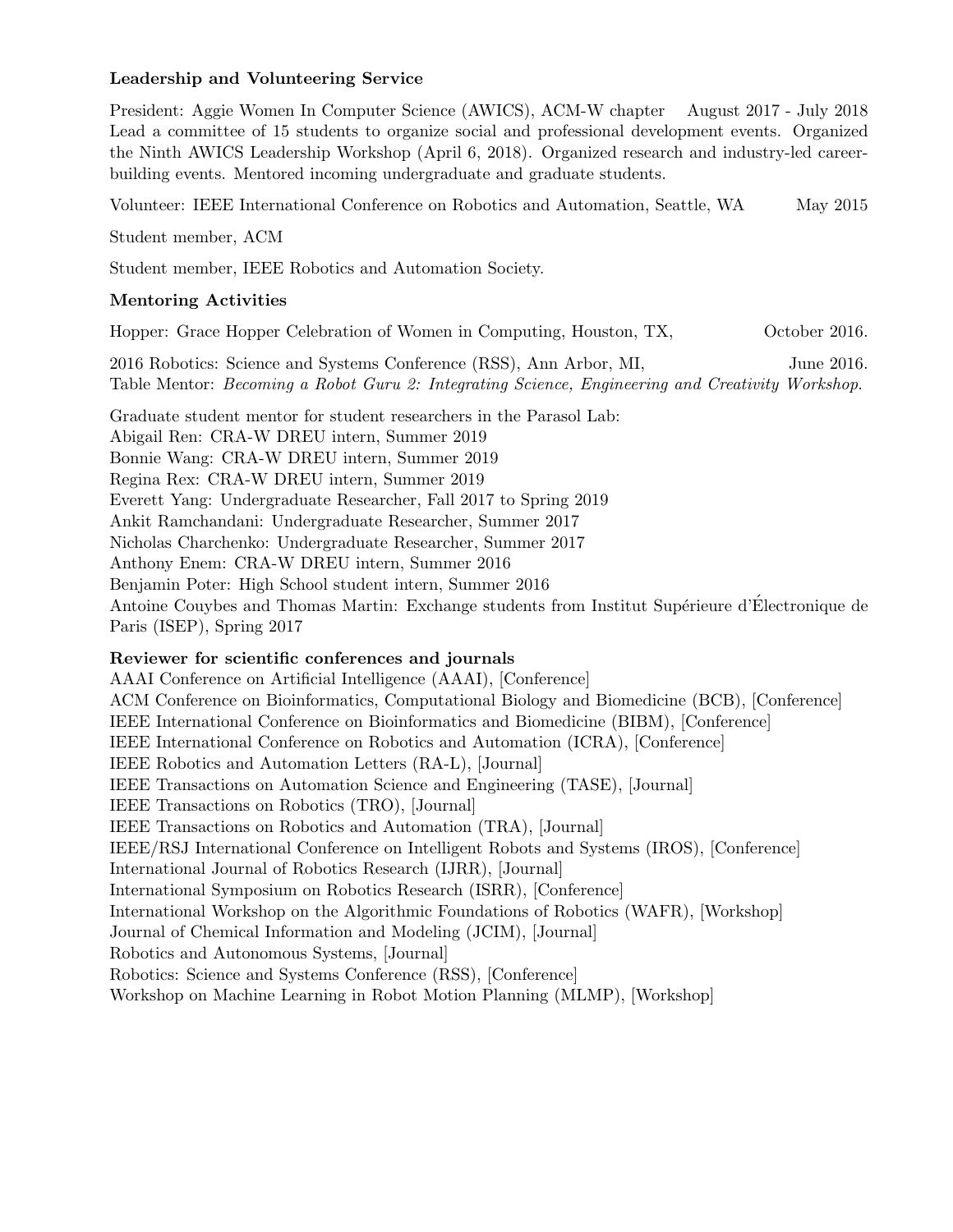**Leadership and Volunteering Service**

President: Aggie Women In Computer Science (AWICS), ACM-W chapter August 2017 - July 2018
Lead a committee of 15 students to organize social and professional development events. Organized the Ninth AWICS Leadership Workshop (April 6, 2018). Organized research and industry-led career-building events. Mentored incoming undergraduate and graduate students.

Volunteer: IEEE International Conference on Robotics and Automation, Seattle, WA May 2015

Student member, ACM

Student member, IEEE Robotics and Automation Society.

**Mentoring Activities**

Hopper: Grace Hopper Celebration of Women in Computing, Houston, TX, October 2016.

2016 Robotics: Science and Systems Conference (RSS), Ann Arbor, MI, June 2016.
Table Mentor: *Becoming a Robot Guru 2: Integrating Science, Engineering and Creativity Workshop.*

Graduate student mentor for student researchers in the Parasol Lab:
Abigail Ren: CRA-W DREU intern, Summer 2019
Bonnie Wang: CRA-W DREU intern, Summer 2019
Regina Rex: CRA-W DREU intern, Summer 2019
Everett Yang: Undergraduate Researcher, Fall 2017 to Spring 2019
Ankit Ramchandani: Undergraduate Researcher, Summer 2017
Nicholas Charchenko: Undergraduate Researcher, Summer 2017
Anthony Enem: CRA-W DREU intern, Summer 2016
Benjamin Poter: High School student intern, Summer 2016
Antoine Couybes and Thomas Martin: Exchange students from Institut Supérieure d'Électronique de Paris (ISEP), Spring 2017

**Reviewer for scientific conferences and journals**
AAAI Conference on Artificial Intelligence (AAAI), [Conference]
ACM Conference on Bioinformatics, Computational Biology and Biomedicine (BCB), [Conference]
IEEE International Conference on Bioinformatics and Biomedicine (BIBM), [Conference]
IEEE International Conference on Robotics and Automation (ICRA), [Conference]
IEEE Robotics and Automation Letters (RA-L), [Journal]
IEEE Transactions on Automation Science and Engineering (TASE), [Journal]
IEEE Transactions on Robotics (TRO), [Journal]
IEEE Transactions on Robotics and Automation (TRA), [Journal]
IEEE/RSJ International Conference on Intelligent Robots and Systems (IROS), [Conference]
International Journal of Robotics Research (IJRR), [Journal]
International Symposium on Robotics Research (ISRR), [Conference]
International Workshop on the Algorithmic Foundations of Robotics (WAFR), [Workshop]
Journal of Chemical Information and Modeling (JCIM), [Journal]
Robotics and Autonomous Systems, [Journal]
Robotics: Science and Systems Conference (RSS), [Conference]
Workshop on Machine Learning in Robot Motion Planning (MLMP), [Workshop]